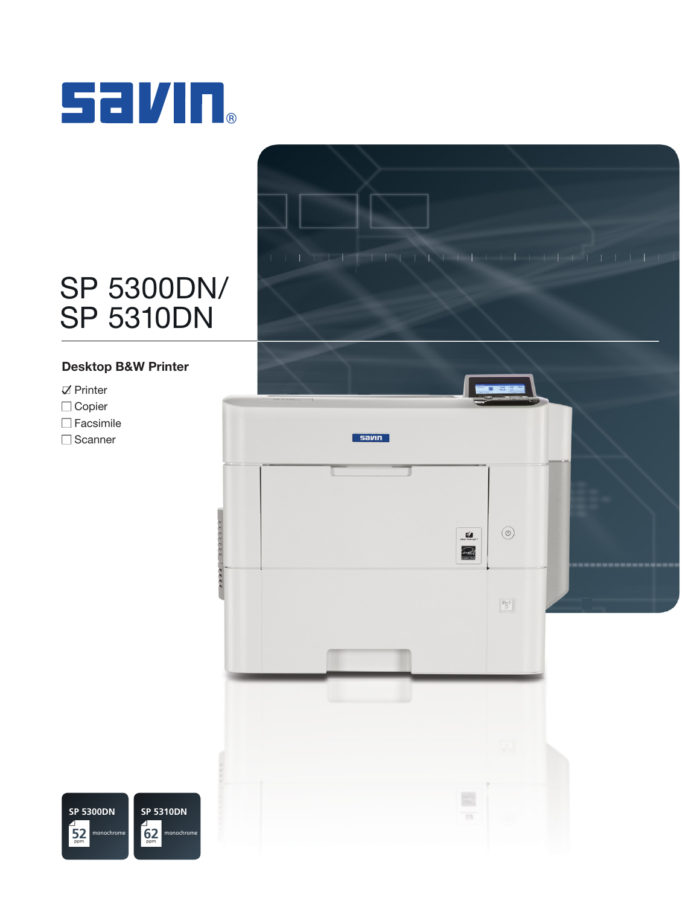savin®

# SP 5300DN/ SP 5310DN

## Desktop B&W Printer

- ☑ Printer
- ☐ Copier
- ☐ Facsimile
- ☐ Scanner

**SP 5300DN**
52 ppm monochrome

**SP 5310DN**
62 ppm monochrome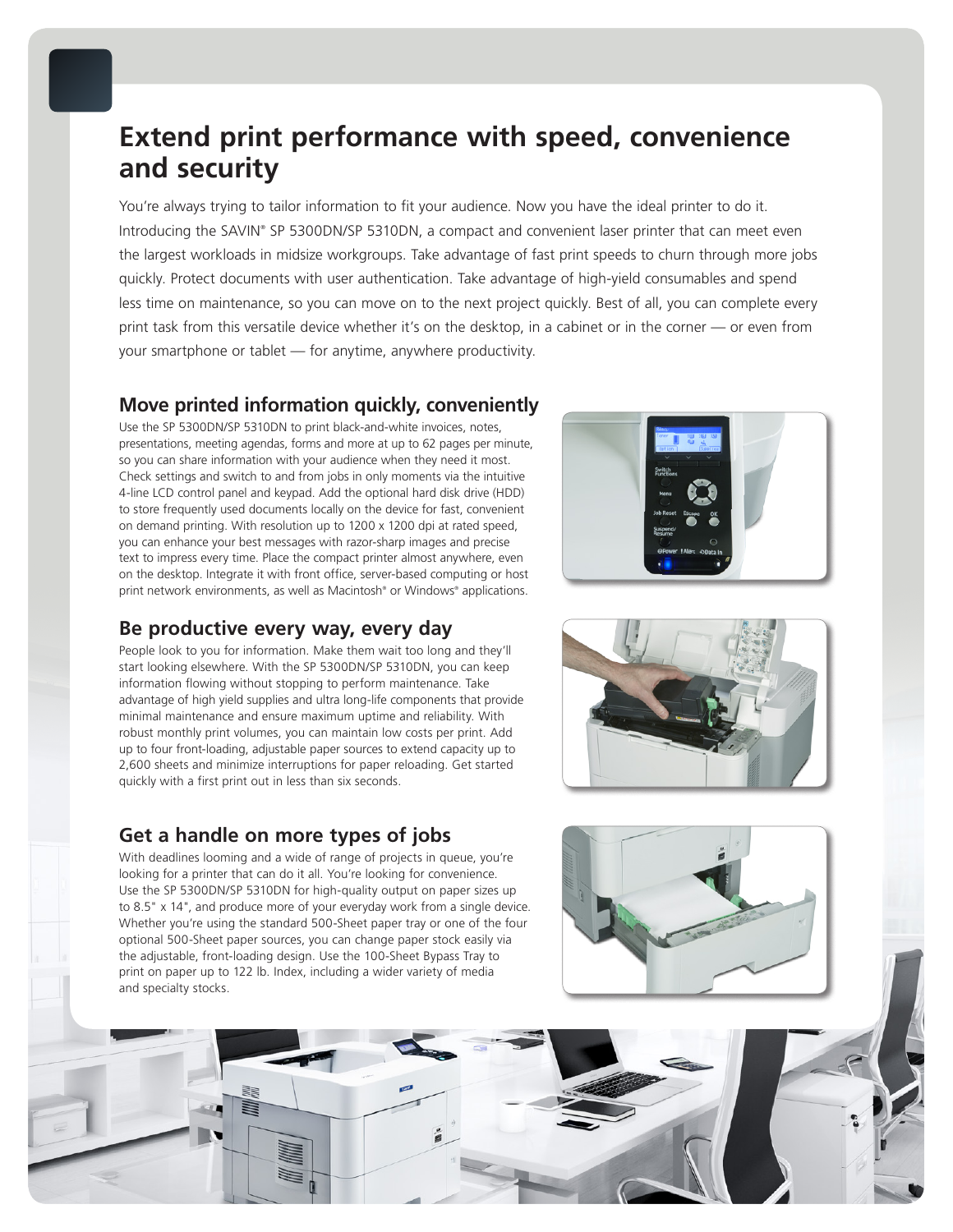# Extend print performance with speed, convenience and security

You're always trying to tailor information to fit your audience. Now you have the ideal printer to do it. Introducing the SAVIN® SP 5300DN/SP 5310DN, a compact and convenient laser printer that can meet even the largest workloads in midsize workgroups. Take advantage of fast print speeds to churn through more jobs quickly. Protect documents with user authentication. Take advantage of high-yield consumables and spend less time on maintenance, so you can move on to the next project quickly. Best of all, you can complete every print task from this versatile device whether it's on the desktop, in a cabinet or in the corner — or even from your smartphone or tablet — for anytime, anywhere productivity.

## Move printed information quickly, conveniently

Use the SP 5300DN/SP 5310DN to print black-and-white invoices, notes, presentations, meeting agendas, forms and more at up to 62 pages per minute, so you can share information with your audience when they need it most. Check settings and switch to and from jobs in only moments via the intuitive 4-line LCD control panel and keypad. Add the optional hard disk drive (HDD) to store frequently used documents locally on the device for fast, convenient on demand printing. With resolution up to 1200 x 1200 dpi at rated speed, you can enhance your best messages with razor-sharp images and precise text to impress every time. Place the compact printer almost anywhere, even on the desktop. Integrate it with front office, server-based computing or host print network environments, as well as Macintosh® or Windows® applications.

## Be productive every way, every day

People look to you for information. Make them wait too long and they'll start looking elsewhere. With the SP 5300DN/SP 5310DN, you can keep information flowing without stopping to perform maintenance. Take advantage of high yield supplies and ultra long-life components that provide minimal maintenance and ensure maximum uptime and reliability. With robust monthly print volumes, you can maintain low costs per print. Add up to four front-loading, adjustable paper sources to extend capacity up to 2,600 sheets and minimize interruptions for paper reloading. Get started quickly with a first print out in less than six seconds.

## Get a handle on more types of jobs

With deadlines looming and a wide of range of projects in queue, you're looking for a printer that can do it all. You're looking for convenience. Use the SP 5300DN/SP 5310DN for high-quality output on paper sizes up to 8.5" x 14", and produce more of your everyday work from a single device. Whether you're using the standard 500-Sheet paper tray or one of the four optional 500-Sheet paper sources, you can change paper stock easily via the adjustable, front-loading design. Use the 100-Sheet Bypass Tray to print on paper up to 122 lb. Index, including a wider variety of media and specialty stocks.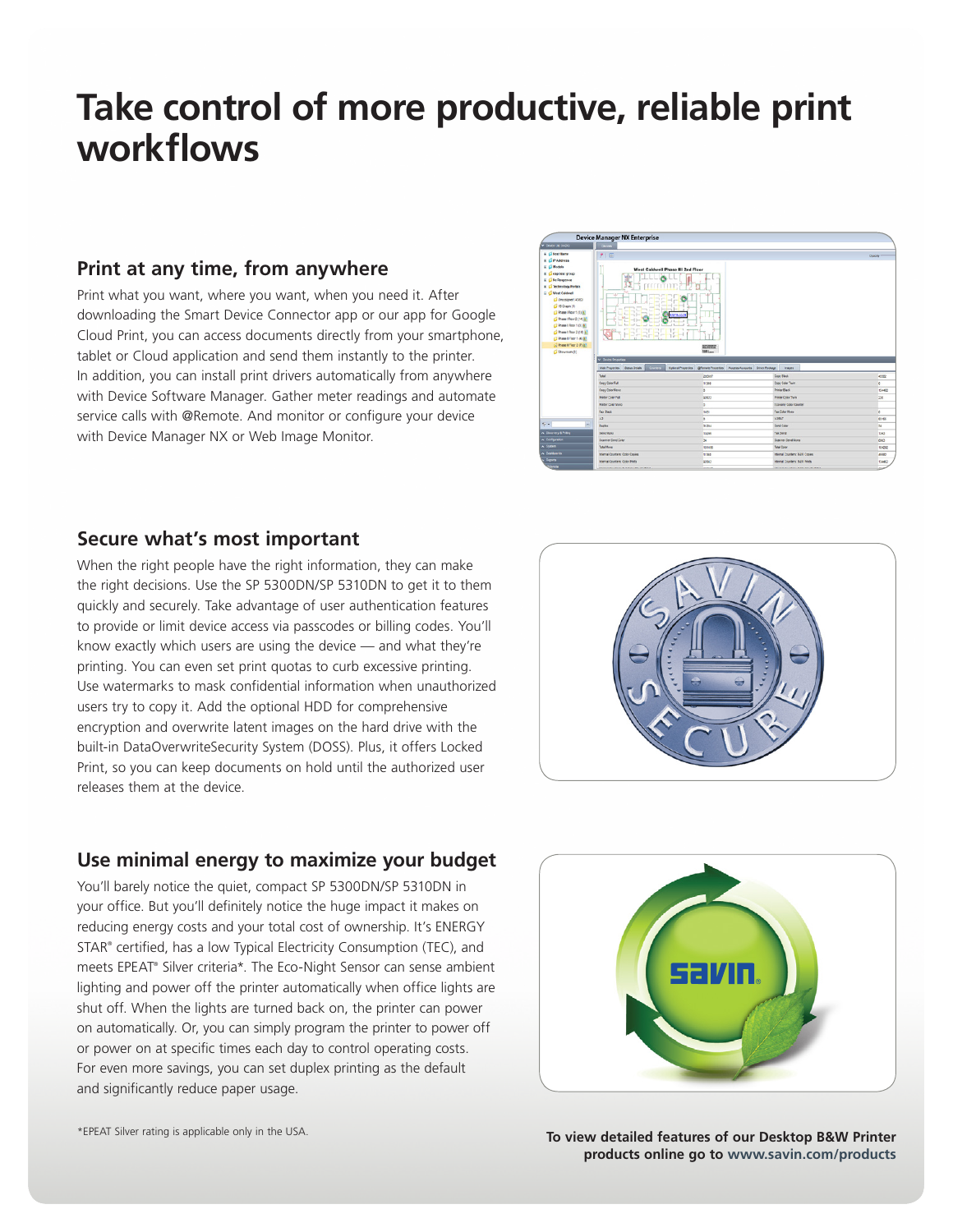# Take control of more productive, reliable print workflows

## Print at any time, from anywhere

Print what you want, where you want, when you need it. After downloading the Smart Device Connector app or our app for Google Cloud Print, you can access documents directly from your smartphone, tablet or Cloud application and send them instantly to the printer. In addition, you can install print drivers automatically from anywhere with Device Software Manager. Gather meter readings and automate service calls with @Remote. And monitor or configure your device with Device Manager NX or Web Image Monitor.

## Secure what's most important

When the right people have the right information, they can make the right decisions. Use the SP 5300DN/SP 5310DN to get it to them quickly and securely. Take advantage of user authentication features to provide or limit device access via passcodes or billing codes. You'll know exactly which users are using the device — and what they're printing. You can even set print quotas to curb excessive printing. Use watermarks to mask confidential information when unauthorized users try to copy it. Add the optional HDD for comprehensive encryption and overwrite latent images on the hard drive with the built-in DataOverwriteSecurity System (DOSS). Plus, it offers Locked Print, so you can keep documents on hold until the authorized user releases them at the device.

## Use minimal energy to maximize your budget

You'll barely notice the quiet, compact SP 5300DN/SP 5310DN in your office. But you'll definitely notice the huge impact it makes on reducing energy costs and your total cost of ownership. It's ENERGY STAR® certified, has a low Typical Electricity Consumption (TEC), and meets EPEAT® Silver criteria*. The Eco-Night Sensor can sense ambient lighting and power off the printer automatically when office lights are shut off. When the lights are turned back on, the printer can power on automatically. Or, you can simply program the printer to power off or power on at specific times each day to control operating costs. For even more savings, you can set duplex printing as the default and significantly reduce paper usage.

*EPEAT Silver rating is applicable only in the USA.

**To view detailed features of our Desktop B&W Printer products online go to www.savin.com/products**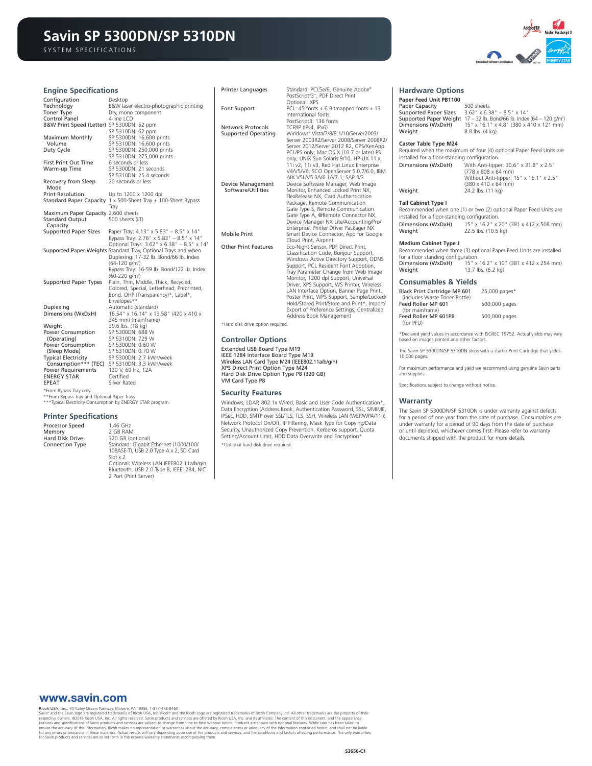# Savin SP 5300DN/SP 5310DN

SYSTEM SPECIFICATIONS

## Engine Specifications

| | |
|---|---|
| Configuration | Desktop |
| Technology | B&W laser electro-photographic printing |
| Toner Type | Dry, mono component |
| Control Panel | 4-line LCD |
| B&W Print Speed (Letter) | SP 5300DN: 52 ppm<br>SP 5310DN: 62 ppm |
| Maximum Monthly Volume | SP 5300DN: 16,600 prints<br>SP 5310DN: 16,600 prints |
| Duty Cycle | SP 5300DN: 250,000 prints<br>SP 5310DN: 275,000 prints |
| First Print Out Time | 6 seconds or less |
| Warm-up Time | SP 5300DN: 21 seconds<br>SP 5310DN: 25.4 seconds |
| Recovery from Sleep Mode | 20 seconds or less |
| Print Resolution | Up to 1200 x 1200 dpi |
| Standard Paper Capacity | 1 x 500-Sheet Tray + 100-Sheet Bypass Tray |
| Maximum Paper Capacity | 2,600 sheets |
| Standard Output Capacity | 500 sheets (LT) |
| Supported Paper Sizes | Paper Tray: 4.13" x 5.83" – 8.5" x 14"<br>Bypass Tray: 2.76" x 5.83" – 8.5" x 14"<br>Optional Trays: 3.62" x 6.38" – 8.5" x 14" |
| Supported Paper Weights | Standard Tray, Optional Trays and when Duplexing: 17-32 lb. Bond/66 lb. Index (64-120 g/m²)<br>Bypass Tray: 16-59 lb. Bond/122 lb. Index (60-220 g/m²) |
| Supported Paper Types | Plain, Thin, Middle, Thick, Recycled, Colored, Special, Letterhead, Preprinted, Bond, OHP (Transparency)*, Label*, Envelopes** |
| Duplexing | Automatic (standard) |
| Dimensions (WxDxH) | 16.54" x 16.14" x 13.58" (420 x 410 x 345 mm) (mainframe) |
| Weight | 39.6 lbs. (18 kg) |
| Power Consumption (Operating) | SP 5300DN: 688 W<br>SP 5310DN: 729 W |
| Power Consumption (Sleep Mode) | SP 5300DN: 0.60 W<br>SP 5310DN: 0.70 W |
| Typical Electricity Consumption*** (TEC) | SP 5300DN: 2.7 kWh/week<br>SP 5310DN: 3.3 kWh/week |
| Power Requirements | 120 V, 60 Hz, 12A |
| ENERGY STAR | Certified |
| EPEAT | Silver Rated |

*From Bypass Tray only.
**From Bypass Tray and Optional Paper Trays
***Typical Electricity Consumption by ENERGY STAR program.

## Printer Specifications

| | |
|---|---|
| Processor Speed | 1.46 GHz |
| Memory | 2 GB RAM |
| Hard Disk Drive | 320 GB (optional) |
| Connection Type | Standard: Gigabit Ethernet (1000/100/10BASE-T), USB 2.0 Type A x 2, SD Card Slot x 2<br>Optional: Wireless LAN IEEE802.11a/b/g/n, Bluetooth, USB 2.0 Type B, IEEE1284, NIC 2 Port (Print Server) |
| Printer Languages | Standard: PCL5e/6, Genuine Adobe® PostScript®3™, PDF Direct Print<br>Optional: XPS |
| Font Support | PCL: 45 fonts + 6 Bitmapped fonts + 13 International fonts<br>PostScript3: 136 fonts |
| Network Protocols | TCP/IP (IPv4, IPv6) |
| Supported Operating | Windows® Vista/7/8/8.1/10/Server2003/Server 2003R2/Server 2008/Server 2008R2/Server 2012/Server 2012 R2, CPS/XenApp PCL/PS only; Mac OS X (10.7 or later) PS only; UNIX Sun Solaris 9/10, HP-UX 11.x, 11i v2, 11i v3, Red Hat Linux Enterprise V4/V5/V6, SCO OpenServer 5.0.7/6.0, IBM AIX V5L/V5.3/V6.1/V7.1; SAP R/3 |
| Device Management Software/Utilities | Device Software Manager, Web Image Monitor, Enhanced Locked Print NX, FlexRelease NX, Card Authentication Package, Remote Communication Gate Type S, Remote Communication Gate Type A, @Remote Connector NX, Device Manager NX Lite/Accounting/Pro/Enterprise, Printer Driver Packager NX |
| Mobile Print | Smart Device Connector, App for Google Cloud Print, Airprint |
| Other Print Features | Eco-Night Sensor, PDF Direct Print, Classification Code, Bonjour Support, Windows Active Directory Support, DDNS Support, PCL Resident Font Adoption, Tray Parameter Change from Web Image Monitor, 1200 dpi Support, Universal Driver, XPS Support, WS Printer, Wireless LAN Interface Option, Banner Page Print, Poster Print, WPS Support, Sample/Locked/Hold/Stored Print/Store and Print*, Import/Export of Preference Settings, Centralized Address Book Management |

*Hard disk drive option required.

## Controller Options

Extended USB Board Type M19
IEEE 1284 Interface Board Type M19
Wireless LAN Card Type M24 (IEEE802.11a/b/g/n)
XPS Direct Print Option Type M24
Hard Disk Drive Option Type P8 (320 GB)
VM Card Type P8

## Security Features

Windows, LDAP, 802.1x Wired, Basic and User Code Authentication*, Data Encryption (Address Book, Authentication Password, SSL, S/MIME, IPSec, HDD, SMTP over SSL/TLS, TLS, SSH, Wireless LAN (WEP/WPA/11i)), Network Protocol On/Off, IP Filtering, Mask Type for Copying/Data Security, Unauthorized Copy Prevention, Kerberos support, Quota Setting/Account Limit, HDD Data Overwrite and Encryption*

*Optional hard disk drive required.

## Hardware Options

### Paper Feed Unit PB1100

| | |
|---|---|
| Paper Capacity | 500 sheets |
| Supported Paper Sizes | 3.62" x 6.38" – 8.5" x 14" |
| Supported Paper Weight | 17 – 32 lb. Bond/66 lb. Index (64 – 120 g/m²) |
| Dimensions (WxDxH) | 15" x 16.1" x 4.8" (380 x 410 x 121 mm) |
| Weight | 8.8 lbs. (4 kg) |

### Caster Table Type M24

Required when the maximum of four (4) optional Paper Feed Units are installed for a floor-standing configuration.

| | |
|---|---|
| Dimensions (WxDxH) | With Anti-tipper: 30.6" x 31.8" x 2.5" (778 x 808 x 64 mm)<br>Without Anti-tipper: 15" x 16.1" x 2.5" (380 x 410 x 64 mm) |
| Weight | 24.2 lbs. (11 kg) |

### Tall Cabinet Type I

Recommended when one (1) or two (2) optional Paper Feed Units are installed for a floor-standing configuration.

| | |
|---|---|
| Dimensions (WxDxH) | 15" x 16.2" x 20" (381 x 412 x 508 mm) |
| Weight | 22.5 lbs. (10.5 kg) |

### Medium Cabinet Type J

Recommended when three (3) optional Paper Feed Units are installed for a floor standing configuration.

| | |
|---|---|
| Dimensions (WxDxH) | 15" x 16.2" x 10" (381 x 412 x 254 mm) |
| Weight | 13.7 lbs. (6.2 kg) |

## Consumables & Yields

| | |
|---|---|
| Black Print Cartridge MP 601 (includes Waste Toner Bottle) | 25,000 pages* |
| Feed Roller MP 601 (for mainframe) | 500,000 pages |
| Feed Roller MP 601PB (for PFU) | 500,000 pages |

*Declared yield values in accordance with ISO/IEC 19752. Actual yields may vary based on images printed and other factors.

The Savin SP 5300DN/SP 5310DN ships with a starter Print Cartridge that yields 10,000 pages.

For maximum performance and yield we recommend using genuine Savin parts and supplies.

Specifications subject to change without notice.

## Warranty

The Savin SP 5300DN/SP 5310DN is under warranty against defects for a period of one year from the date of purchase. Consumables are under warranty for a period of 90 days from the date of purchase or until depleted, whichever comes first. Please refer to warranty documents shipped with the product for more details.

**www.savin.com**

**Ricoh USA, Inc.,** 70 Valley Stream Parkway, Malvern, PA 19355, 1-877-472-8460
Savin® and the Savin logo are registered trademarks of Ricoh USA, Inc. Ricoh® and the Ricoh Logo are registered trademarks of Ricoh Company Ltd. All other trademarks are the property of their respective owners. ©2016 Ricoh USA, Inc. All rights reserved. Savin products and services are offered by Ricoh USA, Inc. and its affiliates. The content of this document, and the appearance, features and specifications of Savin products and services are subject to change from time to time without notice. Products are shown with optional features. While care has been taken to ensure the accuracy of this information, Ricoh makes no representation or warranties about the accuracy, completeness or adequacy of the information contained herein, and shall not be liable for any errors or omissions in these materials. Actual results will vary depending upon use of the products and services, and the conditions and factors affecting performance. The only warranties for Savin products and services are as set forth in the express warranty statements accompanying them.

S3650-C1